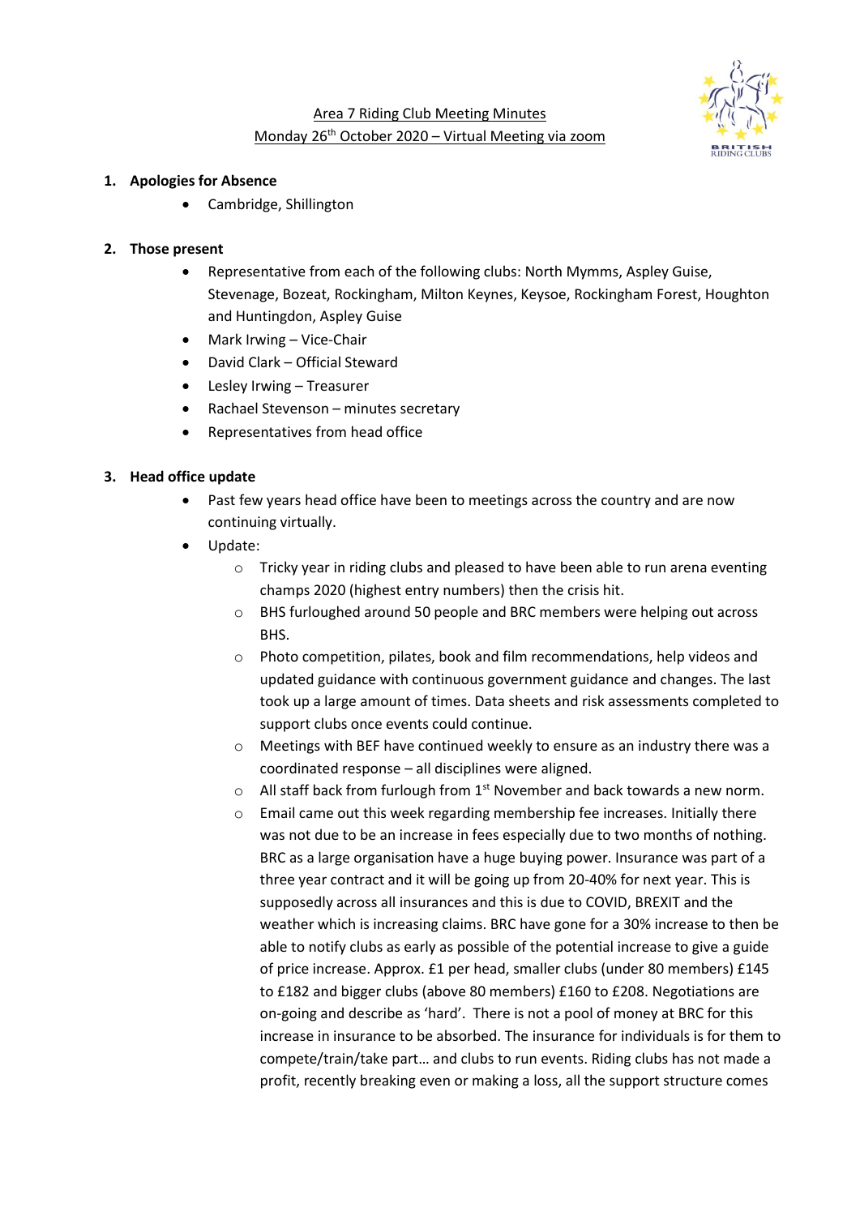Area 7 Riding Club Meeting Minutes

Monday 26th October 2020 – Virtual Meeting via zoom

1. **Apologies for Absence**
    - Cambridge, Shillington

2. **Those present**
    - Representative from each of the following clubs: North Mymms, Aspley Guise, Stevenage, Bozeat, Rockingham, Milton Keynes, Keysoe, Rockingham Forest, Houghton and Huntingdon, Aspley Guise
    - Mark Irwing – Vice-Chair
    - David Clark – Official Steward
    - Lesley Irwing – Treasurer
    - Rachael Stevenson – minutes secretary
    - Representatives from head office

3. **Head office update**
    - Past few years head office have been to meetings across the country and are now continuing virtually.
    - Update:
        - Tricky year in riding clubs and pleased to have been able to run arena eventing champs 2020 (highest entry numbers) then the crisis hit.
        - BHS furloughed around 50 people and BRC members were helping out across BHS.
        - Photo competition, pilates, book and film recommendations, help videos and updated guidance with continuous government guidance and changes. The last took up a large amount of times. Data sheets and risk assessments completed to support clubs once events could continue.
        - Meetings with BEF have continued weekly to ensure as an industry there was a coordinated response – all disciplines were aligned.
        - All staff back from furlough from 1st November and back towards a new norm.
        - Email came out this week regarding membership fee increases. Initially there was not due to be an increase in fees especially due to two months of nothing. BRC as a large organisation have a huge buying power. Insurance was part of a three year contract and it will be going up from 20-40% for next year. This is supposedly across all insurances and this is due to COVID, BREXIT and the weather which is increasing claims. BRC have gone for a 30% increase to then be able to notify clubs as early as possible of the potential increase to give a guide of price increase. Approx. £1 per head, smaller clubs (under 80 members) £145 to £182 and bigger clubs (above 80 members) £160 to £208. Negotiations are on-going and describe as 'hard'. There is not a pool of money at BRC for this increase in insurance to be absorbed. The insurance for individuals is for them to compete/train/take part… and clubs to run events. Riding clubs has not made a profit, recently breaking even or making a loss, all the support structure comes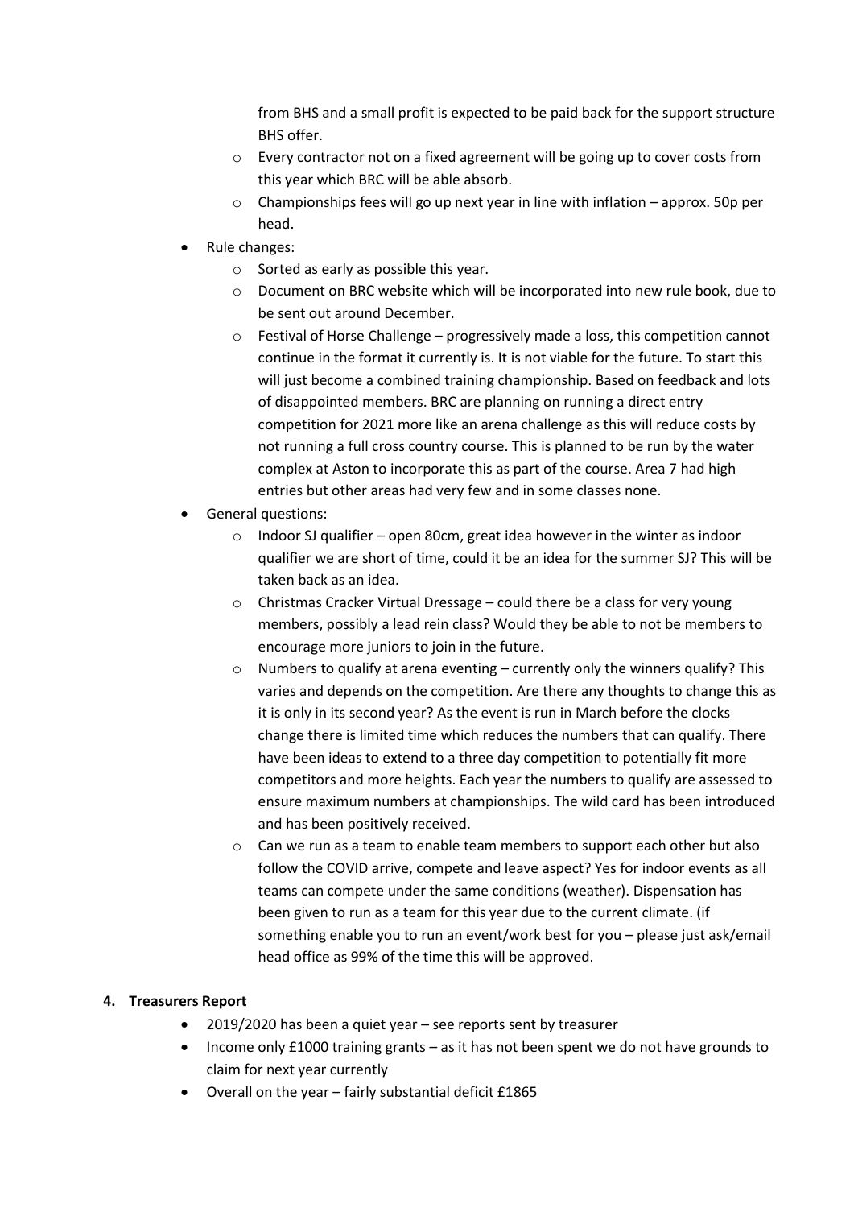- from BHS and a small profit is expected to be paid back for the support structure BHS offer.
  - Every contractor not on a fixed agreement will be going up to cover costs from this year which BRC will be able absorb.
  - Championships fees will go up next year in line with inflation – approx. 50p per head.
- Rule changes:
  - Sorted as early as possible this year.
  - Document on BRC website which will be incorporated into new rule book, due to be sent out around December.
  - Festival of Horse Challenge – progressively made a loss, this competition cannot continue in the format it currently is. It is not viable for the future. To start this will just become a combined training championship. Based on feedback and lots of disappointed members. BRC are planning on running a direct entry competition for 2021 more like an arena challenge as this will reduce costs by not running a full cross country course. This is planned to be run by the water complex at Aston to incorporate this as part of the course. Area 7 had high entries but other areas had very few and in some classes none.
- General questions:
  - Indoor SJ qualifier – open 80cm, great idea however in the winter as indoor qualifier we are short of time, could it be an idea for the summer SJ? This will be taken back as an idea.
  - Christmas Cracker Virtual Dressage – could there be a class for very young members, possibly a lead rein class? Would they be able to not be members to encourage more juniors to join in the future.
  - Numbers to qualify at arena eventing – currently only the winners qualify? This varies and depends on the competition. Are there any thoughts to change this as it is only in its second year? As the event is run in March before the clocks change there is limited time which reduces the numbers that can qualify. There have been ideas to extend to a three day competition to potentially fit more competitors and more heights. Each year the numbers to qualify are assessed to ensure maximum numbers at championships. The wild card has been introduced and has been positively received.
  - Can we run as a team to enable team members to support each other but also follow the COVID arrive, compete and leave aspect? Yes for indoor events as all teams can compete under the same conditions (weather). Dispensation has been given to run as a team for this year due to the current climate. (if something enable you to run an event/work best for you – please just ask/email head office as 99% of the time this will be approved.

#### 4. Treasurers Report

- 2019/2020 has been a quiet year – see reports sent by treasurer
- Income only £1000 training grants – as it has not been spent we do not have grounds to claim for next year currently
- Overall on the year – fairly substantial deficit £1865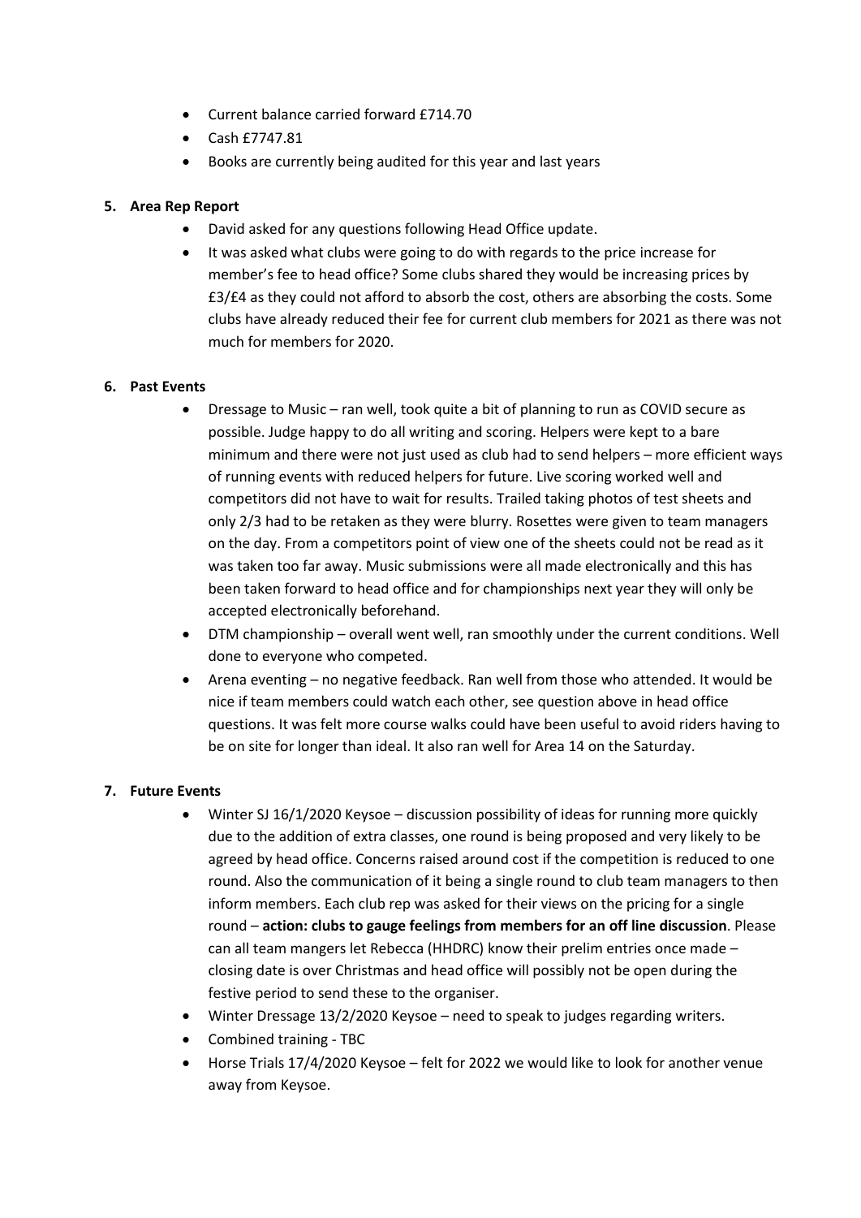- Current balance carried forward £714.70
- Cash £7747.81
- Books are currently being audited for this year and last years

**5. Area Rep Report**

- David asked for any questions following Head Office update.
- It was asked what clubs were going to do with regards to the price increase for member's fee to head office? Some clubs shared they would be increasing prices by £3/£4 as they could not afford to absorb the cost, others are absorbing the costs. Some clubs have already reduced their fee for current club members for 2021 as there was not much for members for 2020.

**6. Past Events**

- Dressage to Music – ran well, took quite a bit of planning to run as COVID secure as possible. Judge happy to do all writing and scoring. Helpers were kept to a bare minimum and there were not just used as club had to send helpers – more efficient ways of running events with reduced helpers for future. Live scoring worked well and competitors did not have to wait for results. Trailed taking photos of test sheets and only 2/3 had to be retaken as they were blurry. Rosettes were given to team managers on the day. From a competitors point of view one of the sheets could not be read as it was taken too far away. Music submissions were all made electronically and this has been taken forward to head office and for championships next year they will only be accepted electronically beforehand.
- DTM championship – overall went well, ran smoothly under the current conditions. Well done to everyone who competed.
- Arena eventing – no negative feedback. Ran well from those who attended. It would be nice if team members could watch each other, see question above in head office questions. It was felt more course walks could have been useful to avoid riders having to be on site for longer than ideal. It also ran well for Area 14 on the Saturday.

**7. Future Events**

- Winter SJ 16/1/2020 Keysoe – discussion possibility of ideas for running more quickly due to the addition of extra classes, one round is being proposed and very likely to be agreed by head office. Concerns raised around cost if the competition is reduced to one round. Also the communication of it being a single round to club team managers to then inform members. Each club rep was asked for their views on the pricing for a single round – **action: clubs to gauge feelings from members for an off line discussion**. Please can all team mangers let Rebecca (HHDRC) know their prelim entries once made – closing date is over Christmas and head office will possibly not be open during the festive period to send these to the organiser.
- Winter Dressage 13/2/2020 Keysoe – need to speak to judges regarding writers.
- Combined training - TBC
- Horse Trials 17/4/2020 Keysoe – felt for 2022 we would like to look for another venue away from Keysoe.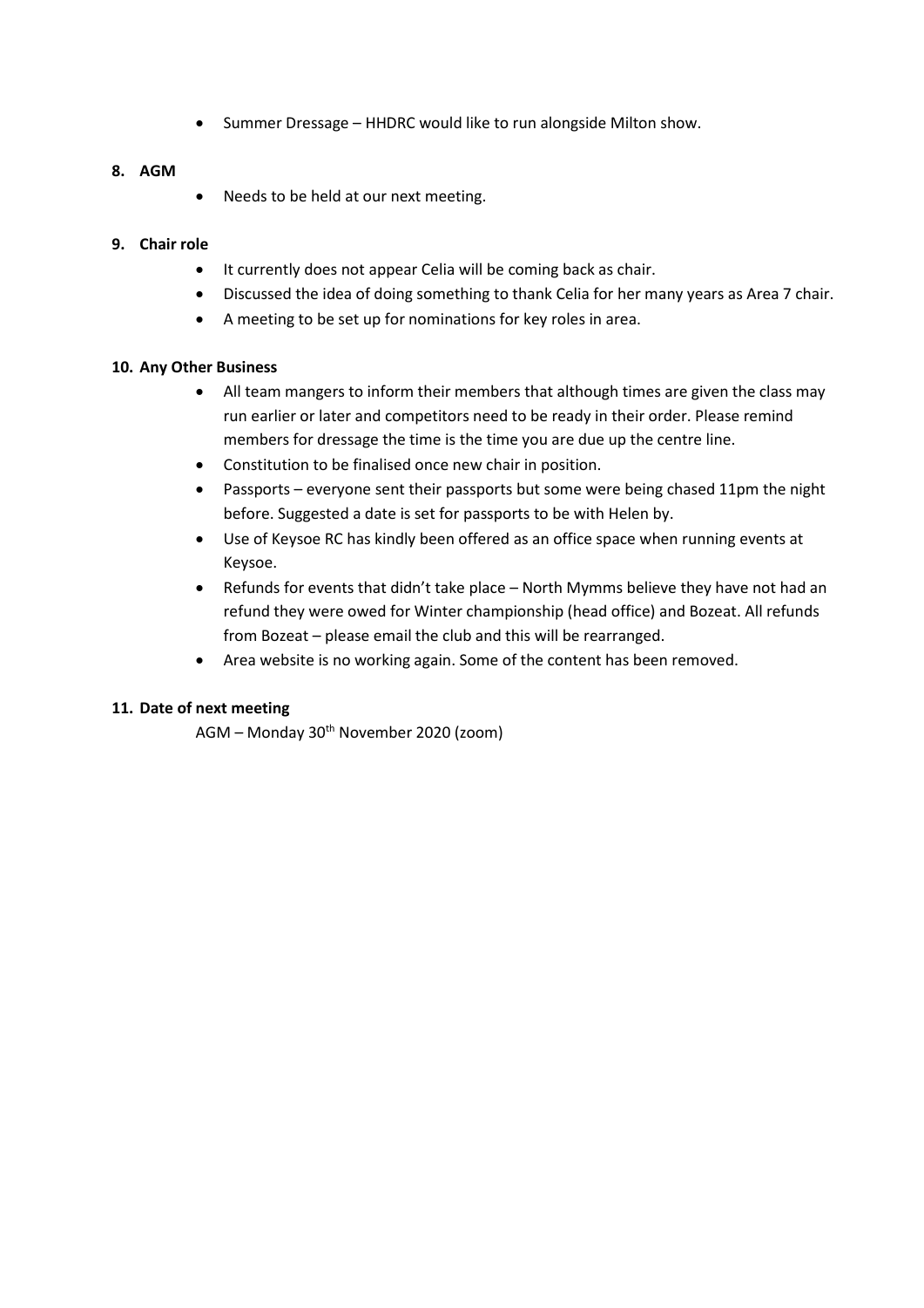- Summer Dressage – HHDRC would like to run alongside Milton show.

**8. AGM**

- Needs to be held at our next meeting.

**9. Chair role**

- It currently does not appear Celia will be coming back as chair.
- Discussed the idea of doing something to thank Celia for her many years as Area 7 chair.
- A meeting to be set up for nominations for key roles in area.

**10. Any Other Business**

- All team mangers to inform their members that although times are given the class may run earlier or later and competitors need to be ready in their order. Please remind members for dressage the time is the time you are due up the centre line.
- Constitution to be finalised once new chair in position.
- Passports – everyone sent their passports but some were being chased 11pm the night before. Suggested a date is set for passports to be with Helen by.
- Use of Keysoe RC has kindly been offered as an office space when running events at Keysoe.
- Refunds for events that didn't take place – North Mymms believe they have not had an refund they were owed for Winter championship (head office) and Bozeat. All refunds from Bozeat – please email the club and this will be rearranged.
- Area website is no working again. Some of the content has been removed.

**11. Date of next meeting**

AGM – Monday 30th November 2020 (zoom)